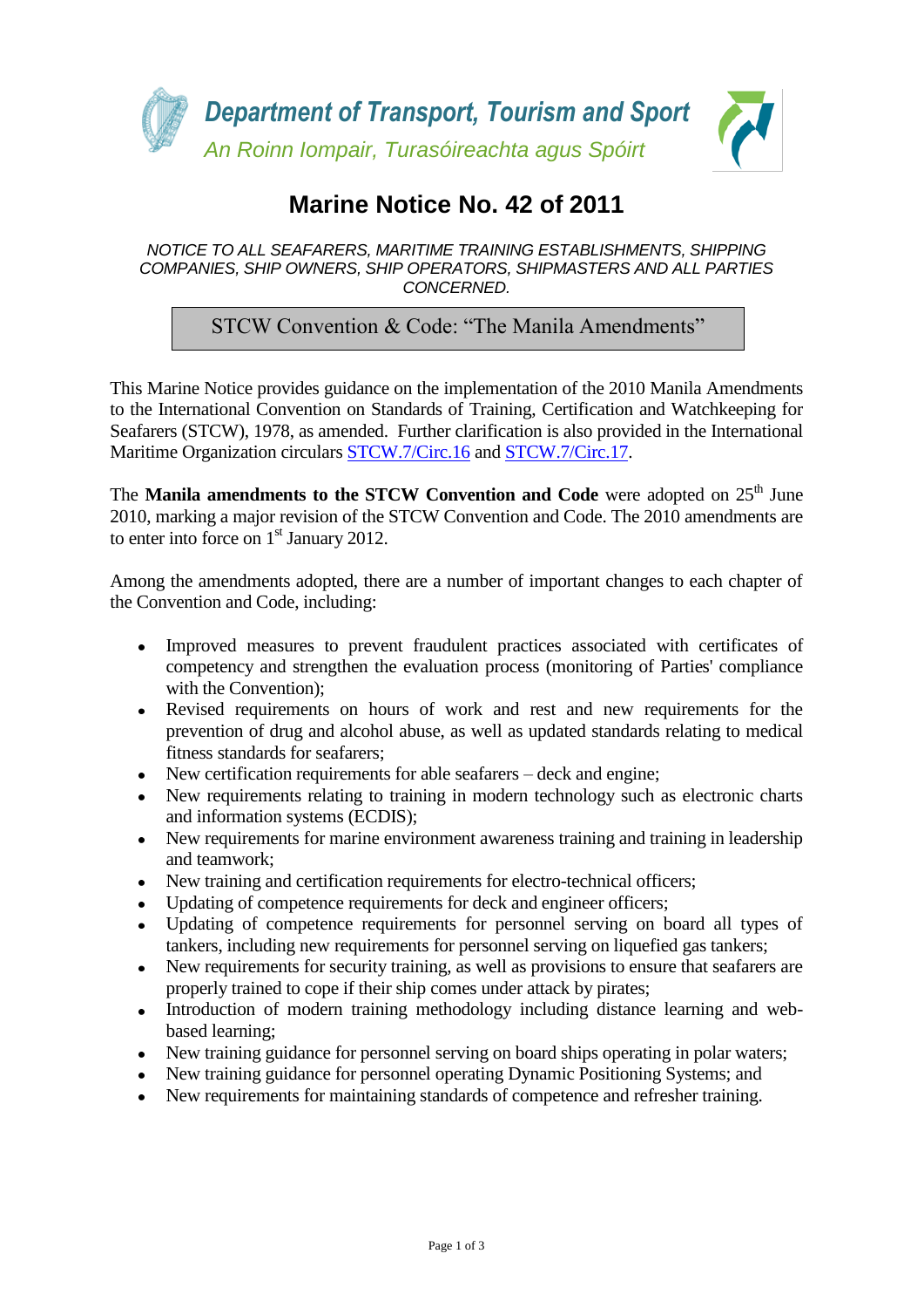**Department of Transport, Tourism and Sport**

*An Roinn Iompair, Turasóireachta agus Spóirt*

# Marine Notice No. 42 of 2011

*NOTICE TO ALL SEAFARERS, MARITIME TRAINING ESTABLISHMENTS, SHIPPING COMPANIES, SHIP OWNERS, SHIP OPERATORS, SHIPMASTERS AND ALL PARTIES CONCERNED.*

## STCW Convention & Code: "The Manila Amendments"

This Marine Notice provides guidance on the implementation of the 2010 Manila Amendments to the International Convention on Standards of Training, Certification and Watchkeeping for Seafarers (STCW), 1978, as amended. Further clarification is also provided in the International Maritime Organization circulars STCW.7/Circ.16 and STCW.7/Circ.17.

The **Manila amendments to the STCW Convention and Code** were adopted on 25th June 2010, marking a major revision of the STCW Convention and Code. The 2010 amendments are to enter into force on 1st January 2012.

Among the amendments adopted, there are a number of important changes to each chapter of the Convention and Code, including:

- Improved measures to prevent fraudulent practices associated with certificates of competency and strengthen the evaluation process (monitoring of Parties' compliance with the Convention);
- Revised requirements on hours of work and rest and new requirements for the prevention of drug and alcohol abuse, as well as updated standards relating to medical fitness standards for seafarers;
- New certification requirements for able seafarers – deck and engine;
- New requirements relating to training in modern technology such as electronic charts and information systems (ECDIS);
- New requirements for marine environment awareness training and training in leadership and teamwork;
- New training and certification requirements for electro-technical officers;
- Updating of competence requirements for deck and engineer officers;
- Updating of competence requirements for personnel serving on board all types of tankers, including new requirements for personnel serving on liquefied gas tankers;
- New requirements for security training, as well as provisions to ensure that seafarers are properly trained to cope if their ship comes under attack by pirates;
- Introduction of modern training methodology including distance learning and web-based learning;
- New training guidance for personnel serving on board ships operating in polar waters;
- New training guidance for personnel operating Dynamic Positioning Systems; and
- New requirements for maintaining standards of competence and refresher training.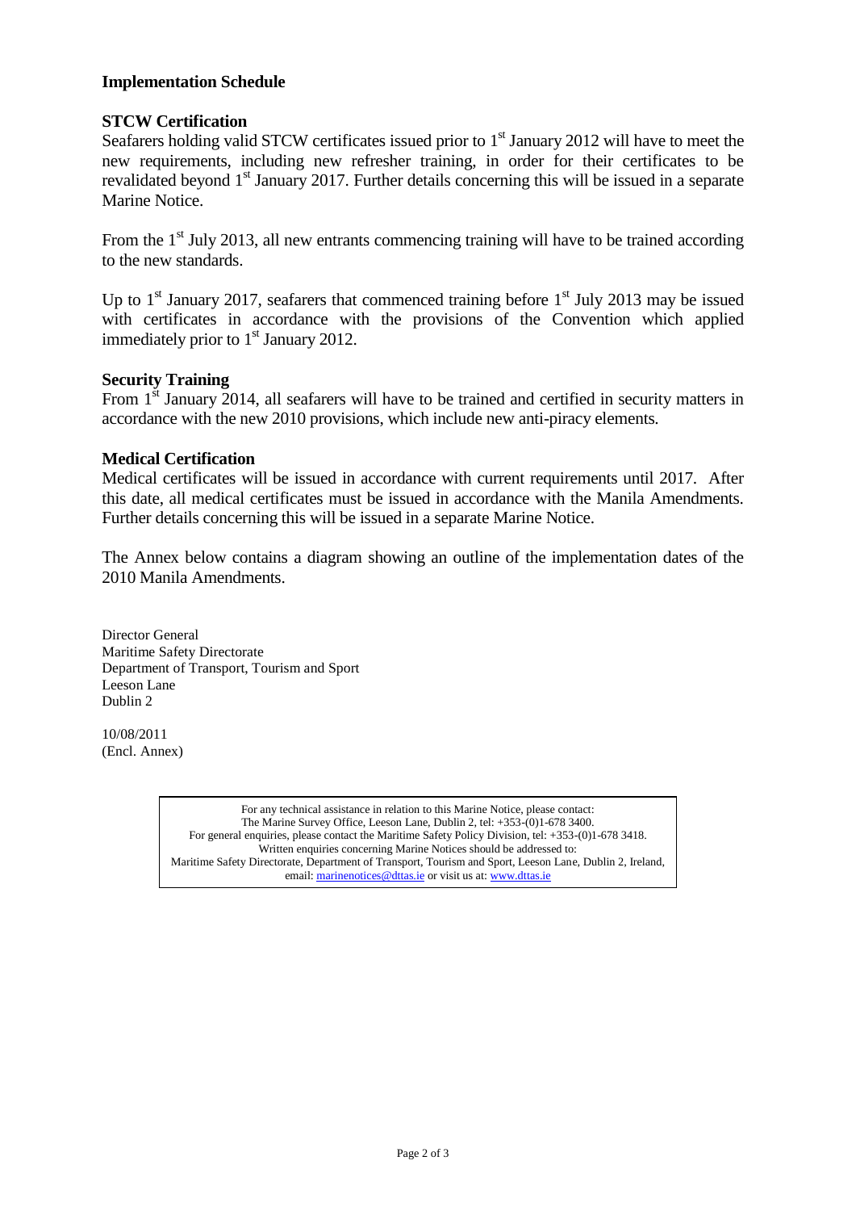## Implementation Schedule

### STCW Certification

Seafarers holding valid STCW certificates issued prior to 1st January 2012 will have to meet the new requirements, including new refresher training, in order for their certificates to be revalidated beyond 1st January 2017. Further details concerning this will be issued in a separate Marine Notice.

From the 1st July 2013, all new entrants commencing training will have to be trained according to the new standards.

Up to 1st January 2017, seafarers that commenced training before 1st July 2013 may be issued with certificates in accordance with the provisions of the Convention which applied immediately prior to 1st January 2012.

### Security Training

From 1st January 2014, all seafarers will have to be trained and certified in security matters in accordance with the new 2010 provisions, which include new anti-piracy elements.

### Medical Certification

Medical certificates will be issued in accordance with current requirements until 2017. After this date, all medical certificates must be issued in accordance with the Manila Amendments. Further details concerning this will be issued in a separate Marine Notice.

The Annex below contains a diagram showing an outline of the implementation dates of the 2010 Manila Amendments.

Director General
Maritime Safety Directorate
Department of Transport, Tourism and Sport
Leeson Lane
Dublin 2

10/08/2011
(Encl. Annex)

For any technical assistance in relation to this Marine Notice, please contact:
The Marine Survey Office, Leeson Lane, Dublin 2, tel: +353-(0)1-678 3400.
For general enquiries, please contact the Maritime Safety Policy Division, tel: +353-(0)1-678 3418.
Written enquiries concerning Marine Notices should be addressed to:
Maritime Safety Directorate, Department of Transport, Tourism and Sport, Leeson Lane, Dublin 2, Ireland,
email: marinenotices@dttas.ie or visit us at: www.dttas.ie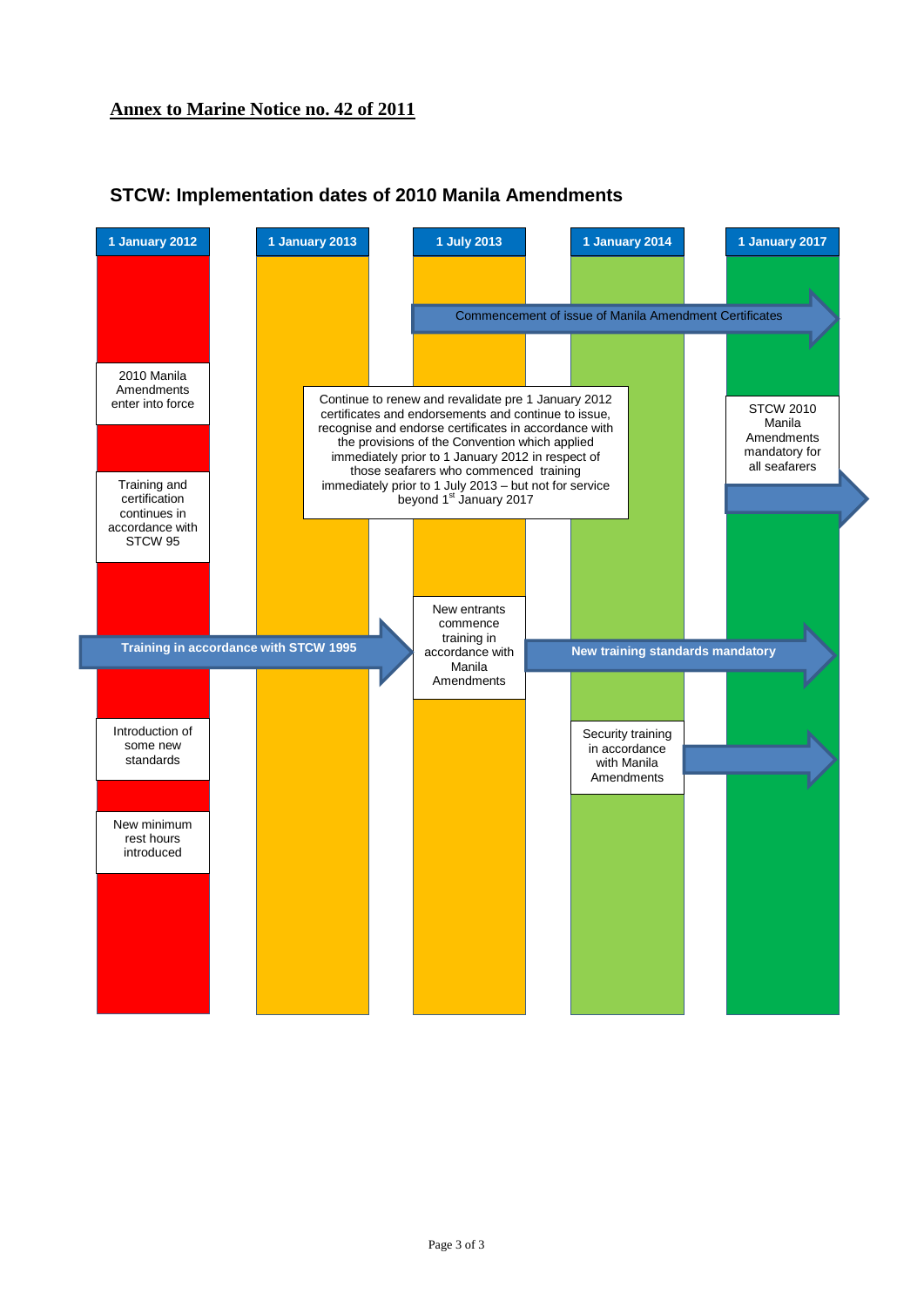**Annex to Marine Notice no. 42 of 2011**

## STCW: Implementation dates of 2010 Manila Amendments

1 January 2012

1 January 2013

1 July 2013

1 January 2014

1 January 2017

Commencement of issue of Manila Amendment Certificates

2010 Manila Amendments enter into force

Continue to renew and revalidate pre 1 January 2012 certificates and endorsements and continue to issue, recognise and endorse certificates in accordance with the provisions of the Convention which applied immediately prior to 1 January 2012 in respect of those seafarers who commenced training immediately prior to 1 July 2013 – but not for service beyond 1st January 2017

STCW 2010 Manila Amendments mandatory for all seafarers

Training and certification continues in accordance with STCW 95

New entrants commence training in accordance with Manila Amendments

Training in accordance with STCW 1995

New training standards mandatory

Introduction of some new standards

Security training in accordance with Manila Amendments

New minimum rest hours introduced